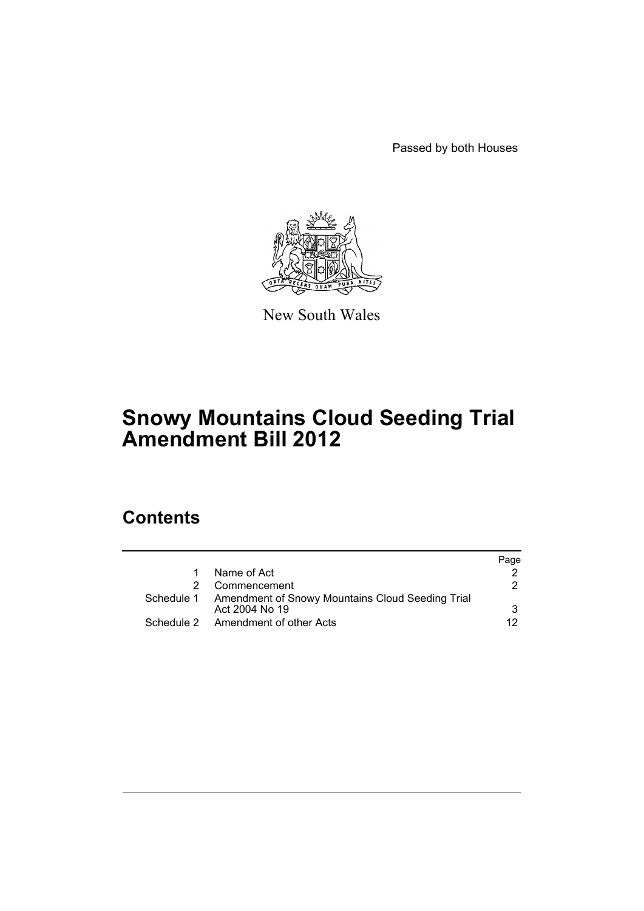Passed by both Houses

New South Wales

# Snowy Mountains Cloud Seeding Trial Amendment Bill 2012

## Contents

| | | Page |
|---|---|---|
| 1 | Name of Act | 2 |
| 2 | Commencement | 2 |
| Schedule 1 | Amendment of Snowy Mountains Cloud Seeding Trial Act 2004 No 19 | 3 |
| Schedule 2 | Amendment of other Acts | 12 |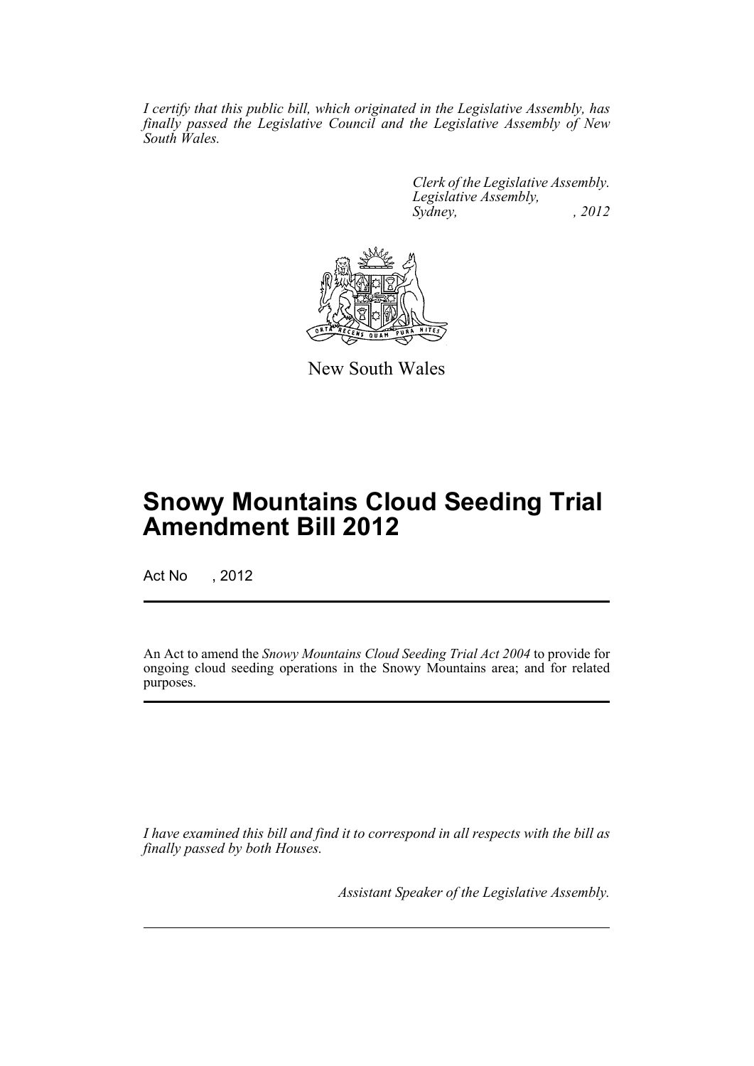*I certify that this public bill, which originated in the Legislative Assembly, has finally passed the Legislative Council and the Legislative Assembly of New South Wales.*

*Clerk of the Legislative Assembly.*
*Legislative Assembly,*
*Sydney, , 2012*

New South Wales

# Snowy Mountains Cloud Seeding Trial Amendment Bill 2012

Act No , 2012

An Act to amend the *Snowy Mountains Cloud Seeding Trial Act 2004* to provide for ongoing cloud seeding operations in the Snowy Mountains area; and for related purposes.

*I have examined this bill and find it to correspond in all respects with the bill as finally passed by both Houses.*

*Assistant Speaker of the Legislative Assembly.*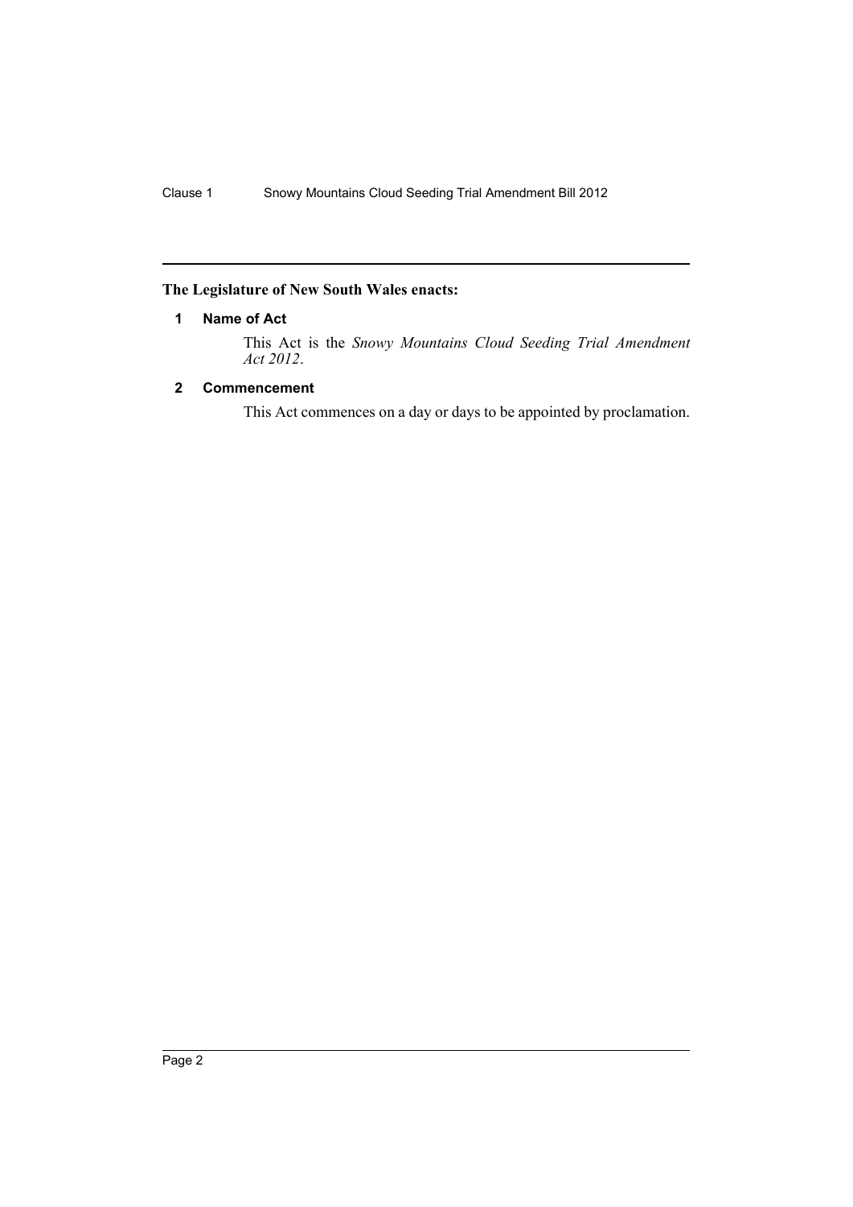**The Legislature of New South Wales enacts:**

## 1 Name of Act

This Act is the *Snowy Mountains Cloud Seeding Trial Amendment Act 2012*.

## 2 Commencement

This Act commences on a day or days to be appointed by proclamation.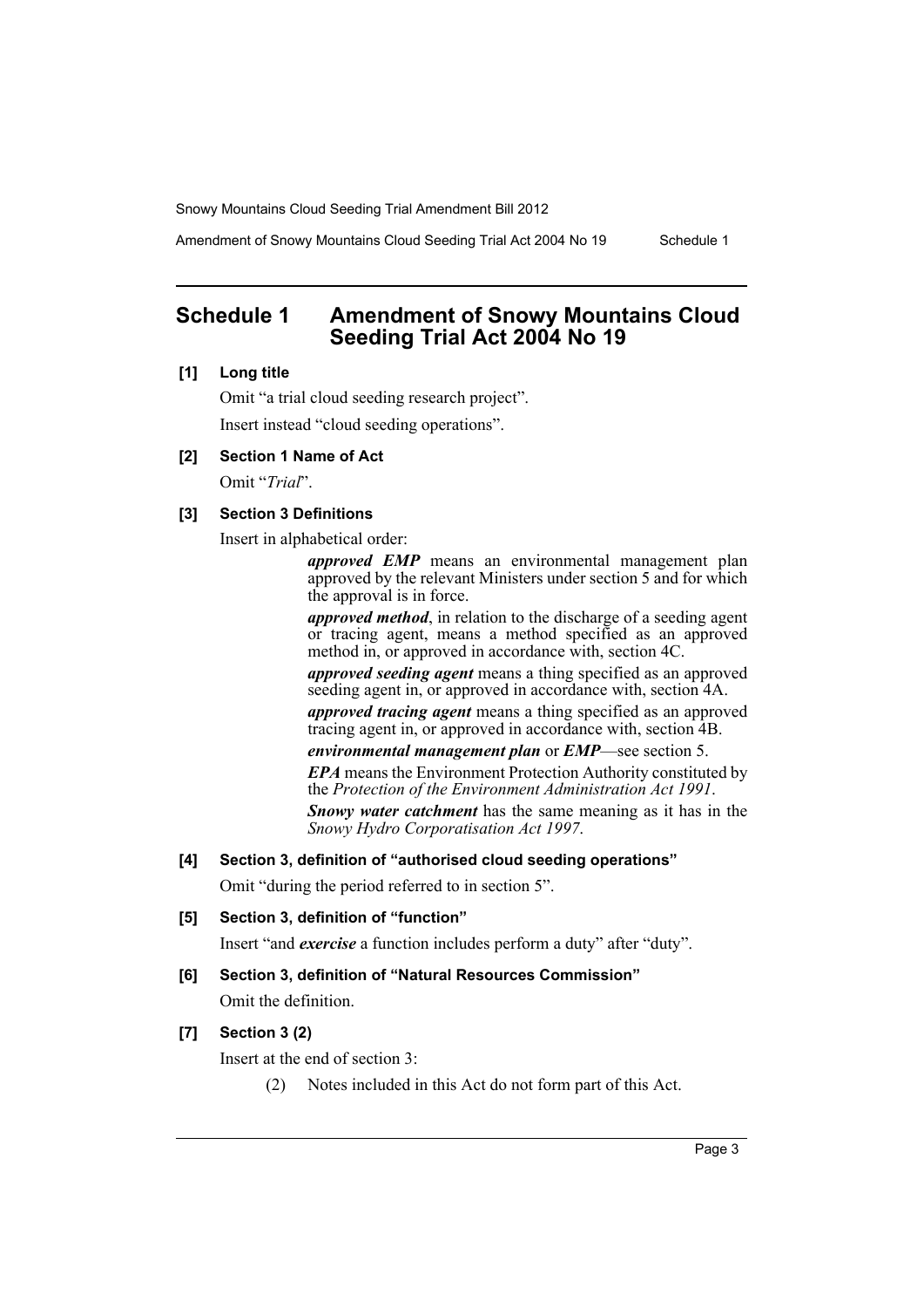## Schedule 1 Amendment of Snowy Mountains Cloud Seeding Trial Act 2004 No 19

**[1] Long title**

Omit "a trial cloud seeding research project".

Insert instead "cloud seeding operations".

**[2] Section 1 Name of Act**

Omit "*Trial*".

**[3] Section 3 Definitions**

Insert in alphabetical order:

> ***approved EMP*** means an environmental management plan approved by the relevant Ministers under section 5 and for which the approval is in force.
>
> ***approved method***, in relation to the discharge of a seeding agent or tracing agent, means a method specified as an approved method in, or approved in accordance with, section 4C.
>
> ***approved seeding agent*** means a thing specified as an approved seeding agent in, or approved in accordance with, section 4A.
>
> ***approved tracing agent*** means a thing specified as an approved tracing agent in, or approved in accordance with, section 4B.
>
> ***environmental management plan*** or ***EMP***—see section 5.
>
> ***EPA*** means the Environment Protection Authority constituted by the *Protection of the Environment Administration Act 1991*.
>
> ***Snowy water catchment*** has the same meaning as it has in the *Snowy Hydro Corporatisation Act 1997*.

**[4] Section 3, definition of "authorised cloud seeding operations"**

Omit "during the period referred to in section 5".

**[5] Section 3, definition of "function"**

Insert "and ***exercise*** a function includes perform a duty" after "duty".

**[6] Section 3, definition of "Natural Resources Commission"**

Omit the definition.

**[7] Section 3 (2)**

Insert at the end of section 3:

> (2) Notes included in this Act do not form part of this Act.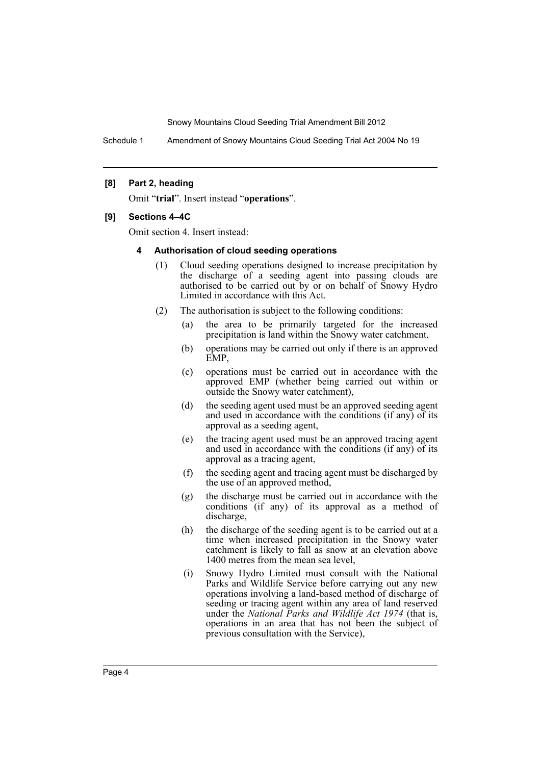**[8] Part 2, heading**

Omit "**trial**". Insert instead "**operations**".

**[9] Sections 4–4C**

Omit section 4. Insert instead:

**4 Authorisation of cloud seeding operations**

(1) Cloud seeding operations designed to increase precipitation by the discharge of a seeding agent into passing clouds are authorised to be carried out by or on behalf of Snowy Hydro Limited in accordance with this Act.

(2) The authorisation is subject to the following conditions:

(a) the area to be primarily targeted for the increased precipitation is land within the Snowy water catchment,

(b) operations may be carried out only if there is an approved EMP,

(c) operations must be carried out in accordance with the approved EMP (whether being carried out within or outside the Snowy water catchment),

(d) the seeding agent used must be an approved seeding agent and used in accordance with the conditions (if any) of its approval as a seeding agent,

(e) the tracing agent used must be an approved tracing agent and used in accordance with the conditions (if any) of its approval as a tracing agent,

(f) the seeding agent and tracing agent must be discharged by the use of an approved method,

(g) the discharge must be carried out in accordance with the conditions (if any) of its approval as a method of discharge,

(h) the discharge of the seeding agent is to be carried out at a time when increased precipitation in the Snowy water catchment is likely to fall as snow at an elevation above 1400 metres from the mean sea level,

(i) Snowy Hydro Limited must consult with the National Parks and Wildlife Service before carrying out any new operations involving a land-based method of discharge of seeding or tracing agent within any area of land reserved under the *National Parks and Wildlife Act 1974* (that is, operations in an area that has not been the subject of previous consultation with the Service),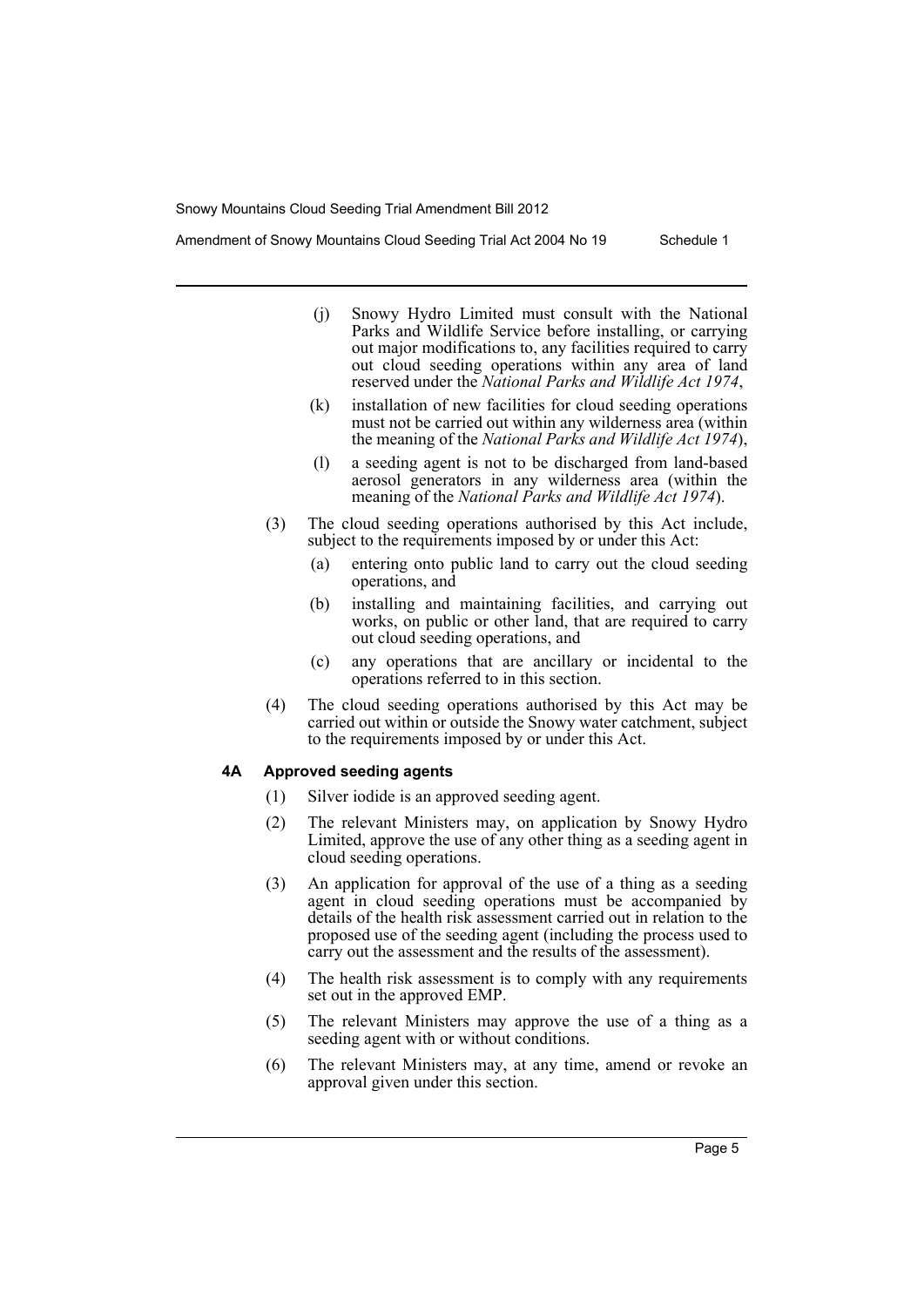(j) Snowy Hydro Limited must consult with the National Parks and Wildlife Service before installing, or carrying out major modifications to, any facilities required to carry out cloud seeding operations within any area of land reserved under the *National Parks and Wildlife Act 1974*,

(k) installation of new facilities for cloud seeding operations must not be carried out within any wilderness area (within the meaning of the *National Parks and Wildlife Act 1974*),

(l) a seeding agent is not to be discharged from land-based aerosol generators in any wilderness area (within the meaning of the *National Parks and Wildlife Act 1974*).

(3) The cloud seeding operations authorised by this Act include, subject to the requirements imposed by or under this Act:

(a) entering onto public land to carry out the cloud seeding operations, and

(b) installing and maintaining facilities, and carrying out works, on public or other land, that are required to carry out cloud seeding operations, and

(c) any operations that are ancillary or incidental to the operations referred to in this section.

(4) The cloud seeding operations authorised by this Act may be carried out within or outside the Snowy water catchment, subject to the requirements imposed by or under this Act.

#### 4A Approved seeding agents

(1) Silver iodide is an approved seeding agent.

(2) The relevant Ministers may, on application by Snowy Hydro Limited, approve the use of any other thing as a seeding agent in cloud seeding operations.

(3) An application for approval of the use of a thing as a seeding agent in cloud seeding operations must be accompanied by details of the health risk assessment carried out in relation to the proposed use of the seeding agent (including the process used to carry out the assessment and the results of the assessment).

(4) The health risk assessment is to comply with any requirements set out in the approved EMP.

(5) The relevant Ministers may approve the use of a thing as a seeding agent with or without conditions.

(6) The relevant Ministers may, at any time, amend or revoke an approval given under this section.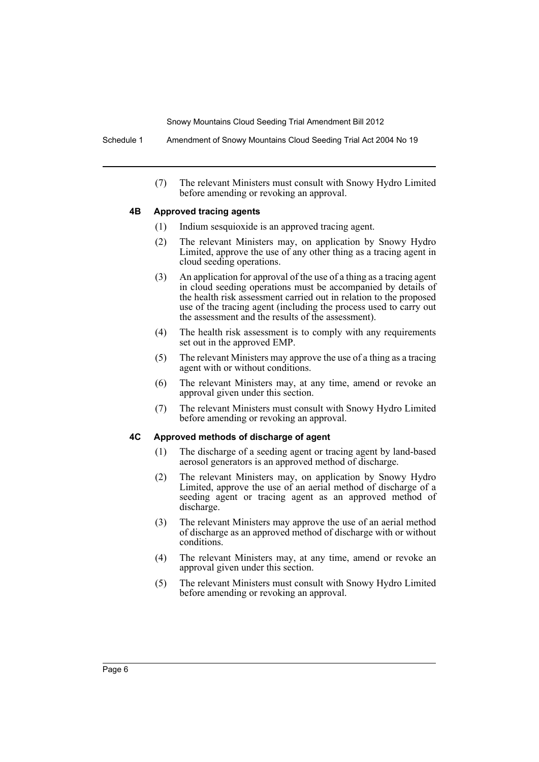(7) The relevant Ministers must consult with Snowy Hydro Limited before amending or revoking an approval.

### 4B Approved tracing agents

(1) Indium sesquioxide is an approved tracing agent.

(2) The relevant Ministers may, on application by Snowy Hydro Limited, approve the use of any other thing as a tracing agent in cloud seeding operations.

(3) An application for approval of the use of a thing as a tracing agent in cloud seeding operations must be accompanied by details of the health risk assessment carried out in relation to the proposed use of the tracing agent (including the process used to carry out the assessment and the results of the assessment).

(4) The health risk assessment is to comply with any requirements set out in the approved EMP.

(5) The relevant Ministers may approve the use of a thing as a tracing agent with or without conditions.

(6) The relevant Ministers may, at any time, amend or revoke an approval given under this section.

(7) The relevant Ministers must consult with Snowy Hydro Limited before amending or revoking an approval.

### 4C Approved methods of discharge of agent

(1) The discharge of a seeding agent or tracing agent by land-based aerosol generators is an approved method of discharge.

(2) The relevant Ministers may, on application by Snowy Hydro Limited, approve the use of an aerial method of discharge of a seeding agent or tracing agent as an approved method of discharge.

(3) The relevant Ministers may approve the use of an aerial method of discharge as an approved method of discharge with or without conditions.

(4) The relevant Ministers may, at any time, amend or revoke an approval given under this section.

(5) The relevant Ministers must consult with Snowy Hydro Limited before amending or revoking an approval.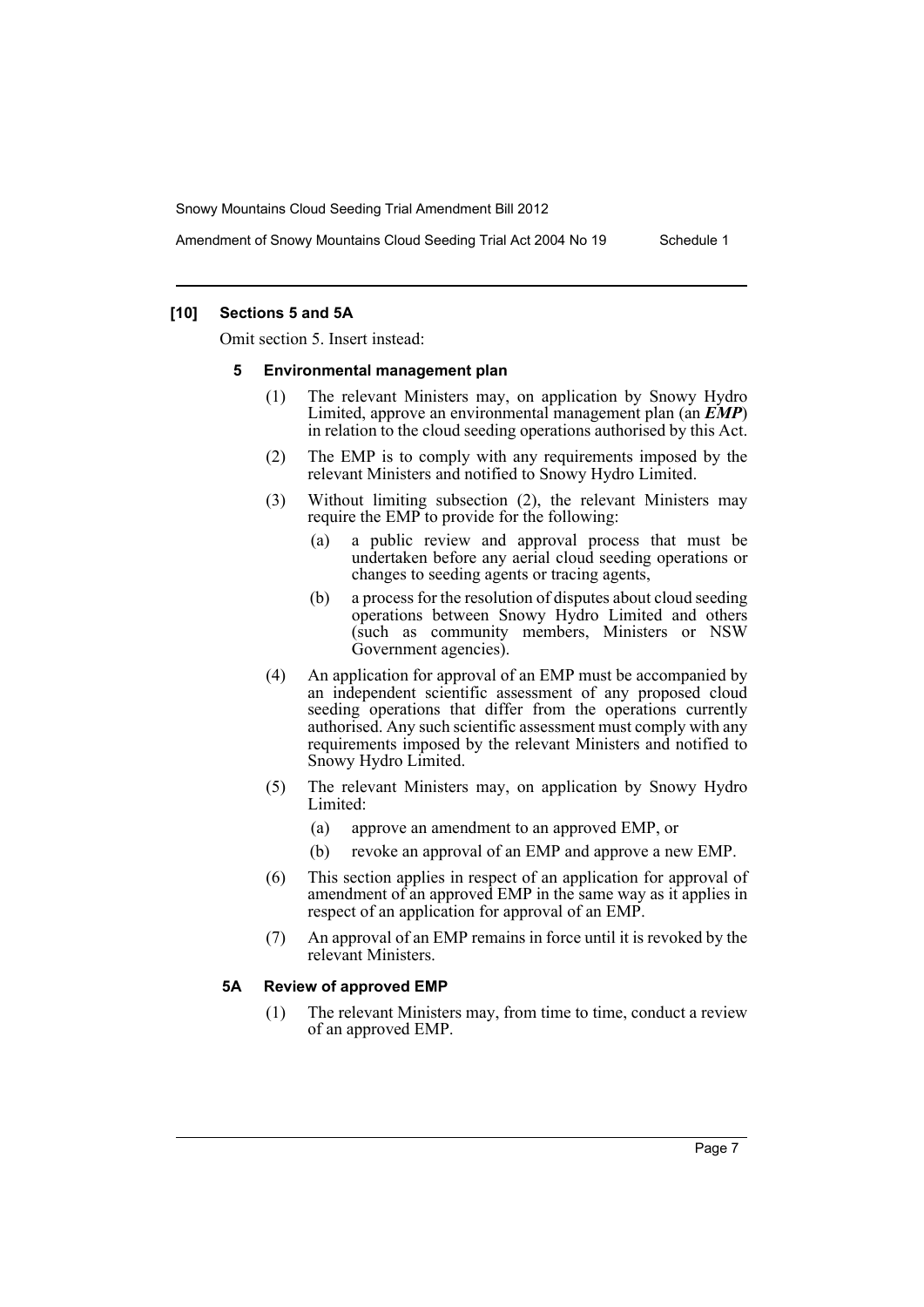### [10] Sections 5 and 5A

Omit section 5. Insert instead:

#### 5 Environmental management plan

(1) The relevant Ministers may, on application by Snowy Hydro Limited, approve an environmental management plan (an ***EMP***) in relation to the cloud seeding operations authorised by this Act.

(2) The EMP is to comply with any requirements imposed by the relevant Ministers and notified to Snowy Hydro Limited.

(3) Without limiting subsection (2), the relevant Ministers may require the EMP to provide for the following:

- (a) a public review and approval process that must be undertaken before any aerial cloud seeding operations or changes to seeding agents or tracing agents,
- (b) a process for the resolution of disputes about cloud seeding operations between Snowy Hydro Limited and others (such as community members, Ministers or NSW Government agencies).

(4) An application for approval of an EMP must be accompanied by an independent scientific assessment of any proposed cloud seeding operations that differ from the operations currently authorised. Any such scientific assessment must comply with any requirements imposed by the relevant Ministers and notified to Snowy Hydro Limited.

(5) The relevant Ministers may, on application by Snowy Hydro Limited:

- (a) approve an amendment to an approved EMP, or
- (b) revoke an approval of an EMP and approve a new EMP.

(6) This section applies in respect of an application for approval of amendment of an approved EMP in the same way as it applies in respect of an application for approval of an EMP.

(7) An approval of an EMP remains in force until it is revoked by the relevant Ministers.

#### 5A Review of approved EMP

(1) The relevant Ministers may, from time to time, conduct a review of an approved EMP.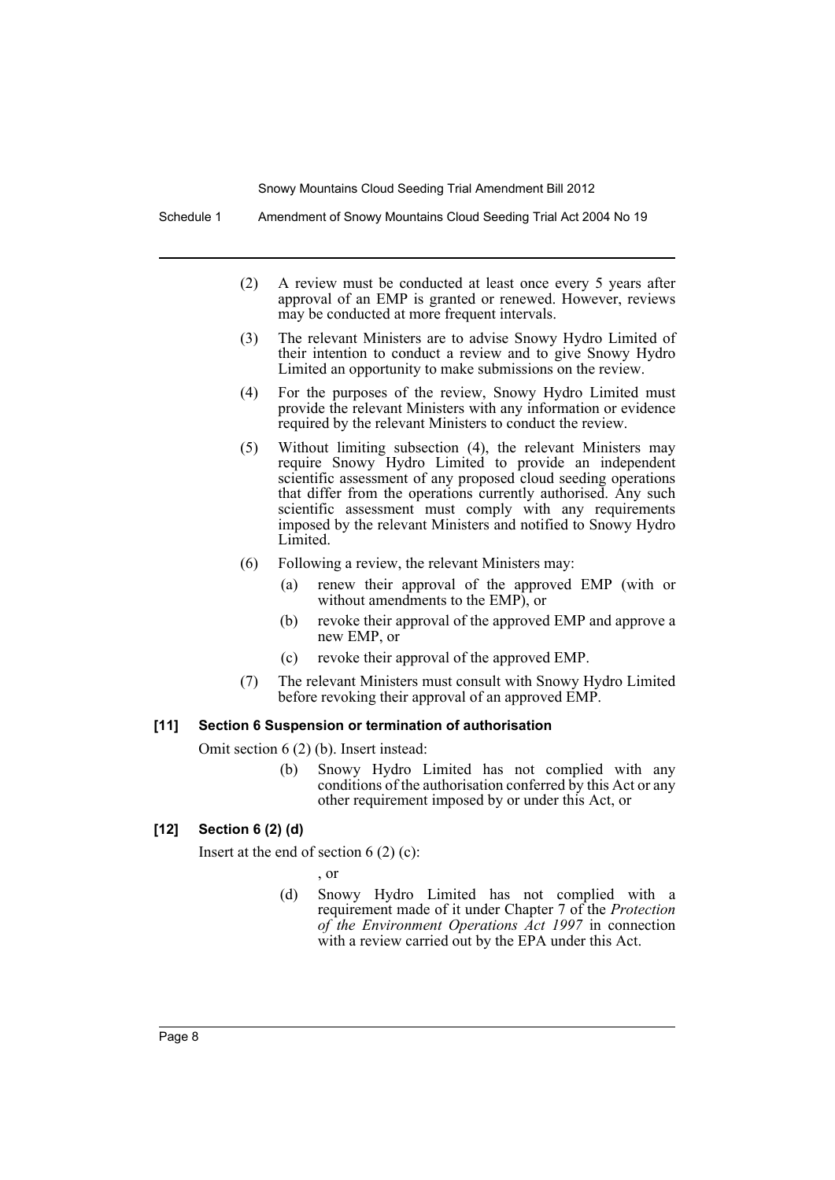(2) A review must be conducted at least once every 5 years after approval of an EMP is granted or renewed. However, reviews may be conducted at more frequent intervals.

(3) The relevant Ministers are to advise Snowy Hydro Limited of their intention to conduct a review and to give Snowy Hydro Limited an opportunity to make submissions on the review.

(4) For the purposes of the review, Snowy Hydro Limited must provide the relevant Ministers with any information or evidence required by the relevant Ministers to conduct the review.

(5) Without limiting subsection (4), the relevant Ministers may require Snowy Hydro Limited to provide an independent scientific assessment of any proposed cloud seeding operations that differ from the operations currently authorised. Any such scientific assessment must comply with any requirements imposed by the relevant Ministers and notified to Snowy Hydro Limited.

(6) Following a review, the relevant Ministers may:

- (a) renew their approval of the approved EMP (with or without amendments to the EMP), or
- (b) revoke their approval of the approved EMP and approve a new EMP, or
- (c) revoke their approval of the approved EMP.

(7) The relevant Ministers must consult with Snowy Hydro Limited before revoking their approval of an approved EMP.

#### [11] Section 6 Suspension or termination of authorisation

Omit section 6 (2) (b). Insert instead:

> (b) Snowy Hydro Limited has not complied with any conditions of the authorisation conferred by this Act or any other requirement imposed by or under this Act, or

#### [12] Section 6 (2) (d)

Insert at the end of section 6 (2) (c):

> , or
>
> (d) Snowy Hydro Limited has not complied with a requirement made of it under Chapter 7 of the *Protection of the Environment Operations Act 1997* in connection with a review carried out by the EPA under this Act.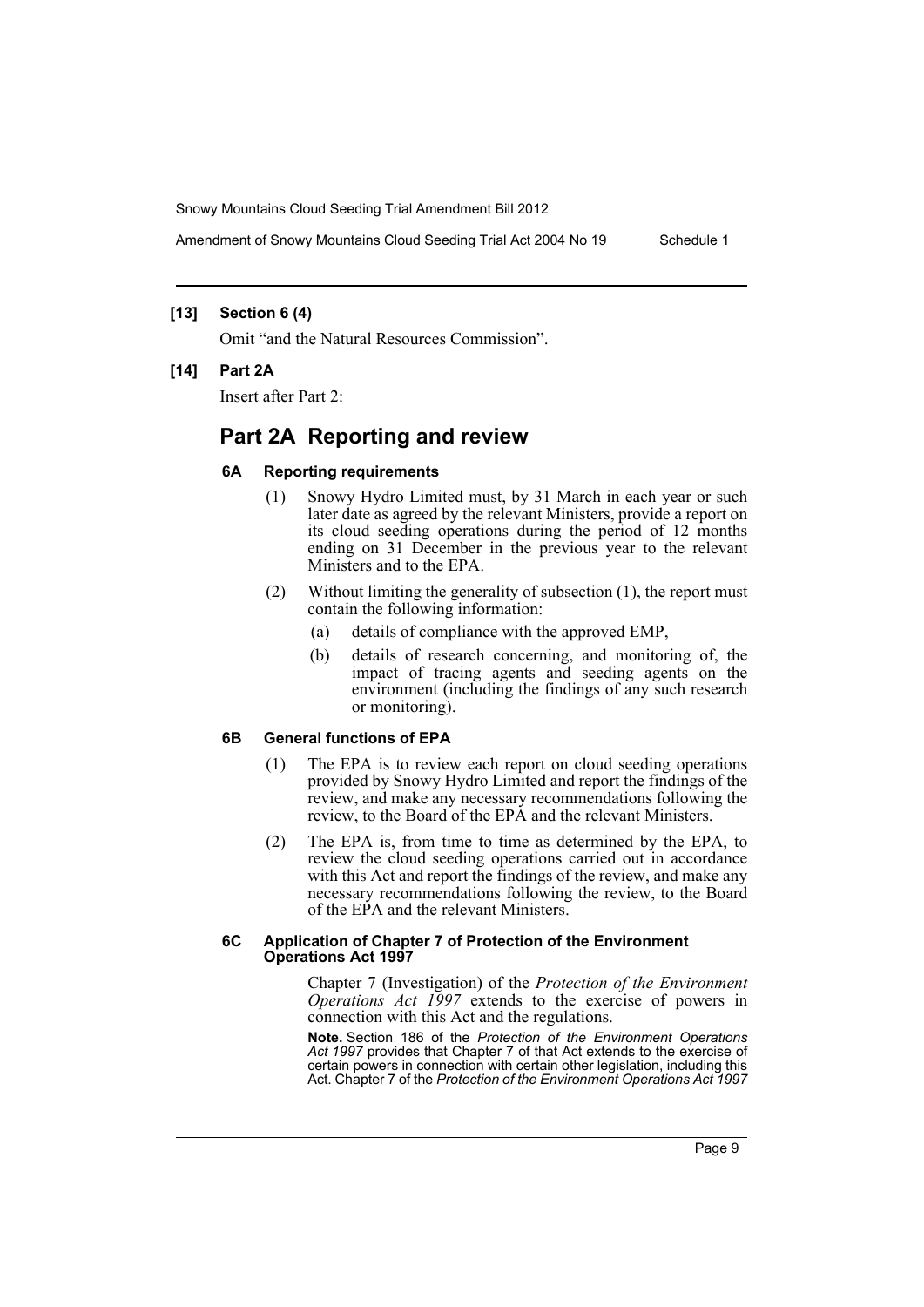**[13] Section 6 (4)**

Omit "and the Natural Resources Commission".

**[14] Part 2A**

Insert after Part 2:

## Part 2A Reporting and review

### 6A Reporting requirements

(1) Snowy Hydro Limited must, by 31 March in each year or such later date as agreed by the relevant Ministers, provide a report on its cloud seeding operations during the period of 12 months ending on 31 December in the previous year to the relevant Ministers and to the EPA.

(2) Without limiting the generality of subsection (1), the report must contain the following information:

- (a) details of compliance with the approved EMP,
- (b) details of research concerning, and monitoring of, the impact of tracing agents and seeding agents on the environment (including the findings of any such research or monitoring).

### 6B General functions of EPA

(1) The EPA is to review each report on cloud seeding operations provided by Snowy Hydro Limited and report the findings of the review, and make any necessary recommendations following the review, to the Board of the EPA and the relevant Ministers.

(2) The EPA is, from time to time as determined by the EPA, to review the cloud seeding operations carried out in accordance with this Act and report the findings of the review, and make any necessary recommendations following the review, to the Board of the EPA and the relevant Ministers.

### 6C Application of Chapter 7 of Protection of the Environment Operations Act 1997

Chapter 7 (Investigation) of the *Protection of the Environment Operations Act 1997* extends to the exercise of powers in connection with this Act and the regulations.

**Note.** Section 186 of the *Protection of the Environment Operations Act 1997* provides that Chapter 7 of that Act extends to the exercise of certain powers in connection with certain other legislation, including this Act. Chapter 7 of the *Protection of the Environment Operations Act 1997*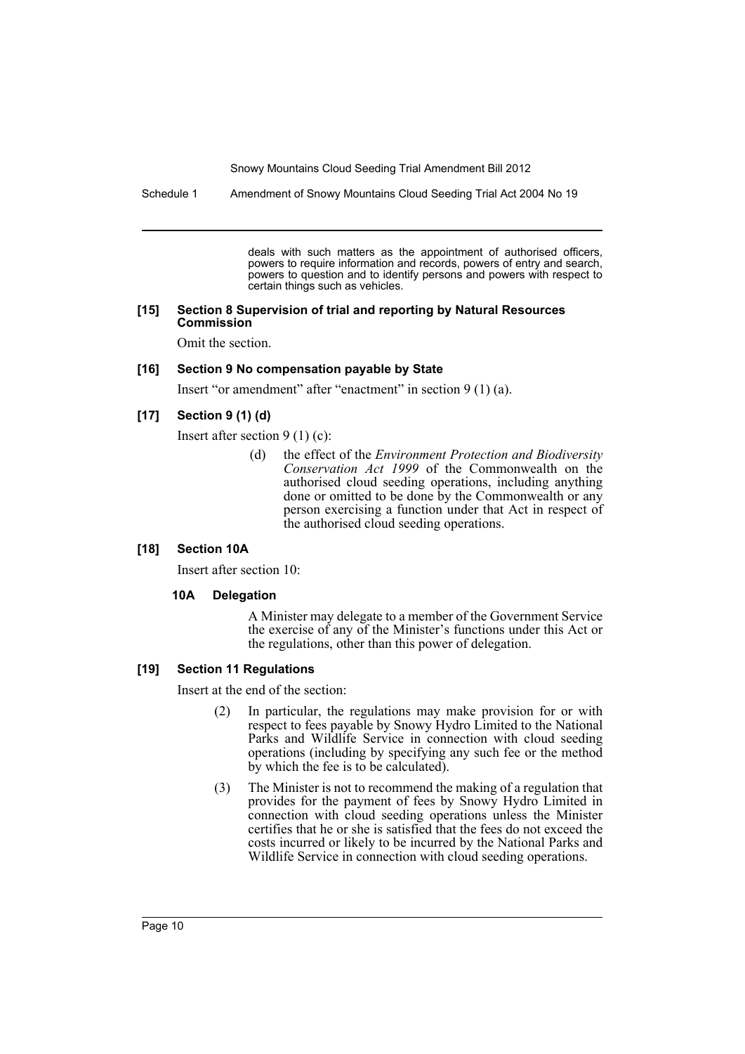deals with such matters as the appointment of authorised officers, powers to require information and records, powers of entry and search, powers to question and to identify persons and powers with respect to certain things such as vehicles.

### [15] Section 8 Supervision of trial and reporting by Natural Resources Commission

Omit the section.

### [16] Section 9 No compensation payable by State

Insert "or amendment" after "enactment" in section 9 (1) (a).

### [17] Section 9 (1) (d)

Insert after section 9 (1) (c):

> (d) the effect of the *Environment Protection and Biodiversity Conservation Act 1999* of the Commonwealth on the authorised cloud seeding operations, including anything done or omitted to be done by the Commonwealth or any person exercising a function under that Act in respect of the authorised cloud seeding operations.

### [18] Section 10A

Insert after section 10:

> **10A Delegation**
>
> A Minister may delegate to a member of the Government Service the exercise of any of the Minister's functions under this Act or the regulations, other than this power of delegation.

### [19] Section 11 Regulations

Insert at the end of the section:

> (2) In particular, the regulations may make provision for or with respect to fees payable by Snowy Hydro Limited to the National Parks and Wildlife Service in connection with cloud seeding operations (including by specifying any such fee or the method by which the fee is to be calculated).
>
> (3) The Minister is not to recommend the making of a regulation that provides for the payment of fees by Snowy Hydro Limited in connection with cloud seeding operations unless the Minister certifies that he or she is satisfied that the fees do not exceed the costs incurred or likely to be incurred by the National Parks and Wildlife Service in connection with cloud seeding operations.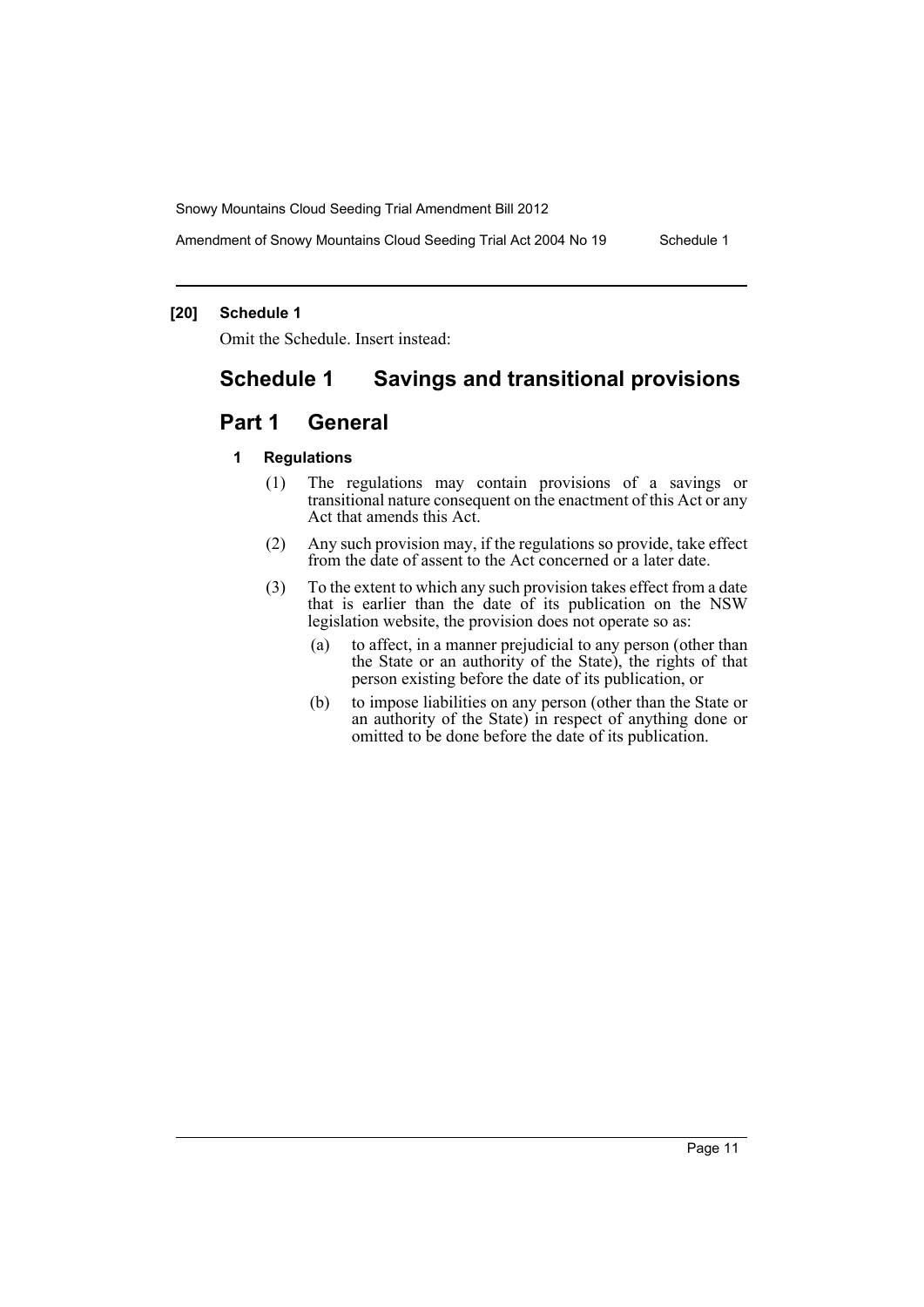**[20] Schedule 1**

Omit the Schedule. Insert instead:

# Schedule 1 Savings and transitional provisions

## Part 1 General

### 1 Regulations

(1) The regulations may contain provisions of a savings or transitional nature consequent on the enactment of this Act or any Act that amends this Act.

(2) Any such provision may, if the regulations so provide, take effect from the date of assent to the Act concerned or a later date.

(3) To the extent to which any such provision takes effect from a date that is earlier than the date of its publication on the NSW legislation website, the provision does not operate so as:

(a) to affect, in a manner prejudicial to any person (other than the State or an authority of the State), the rights of that person existing before the date of its publication, or

(b) to impose liabilities on any person (other than the State or an authority of the State) in respect of anything done or omitted to be done before the date of its publication.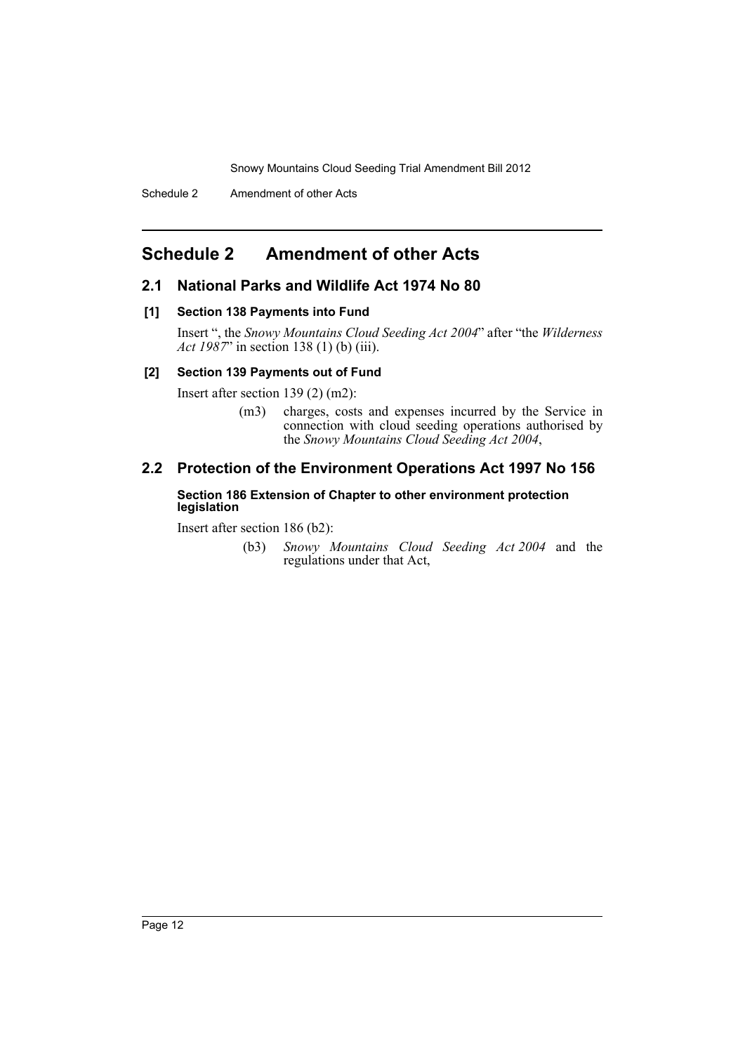## Schedule 2 Amendment of other Acts

### 2.1 National Parks and Wildlife Act 1974 No 80

**[1] Section 138 Payments into Fund**

Insert ", the *Snowy Mountains Cloud Seeding Act 2004*" after "the *Wilderness Act 1987*" in section 138 (1) (b) (iii).

**[2] Section 139 Payments out of Fund**

Insert after section 139 (2) (m2):

(m3) charges, costs and expenses incurred by the Service in connection with cloud seeding operations authorised by the *Snowy Mountains Cloud Seeding Act 2004*,

### 2.2 Protection of the Environment Operations Act 1997 No 156

**Section 186 Extension of Chapter to other environment protection legislation**

Insert after section 186 (b2):

(b3) *Snowy Mountains Cloud Seeding Act 2004* and the regulations under that Act,